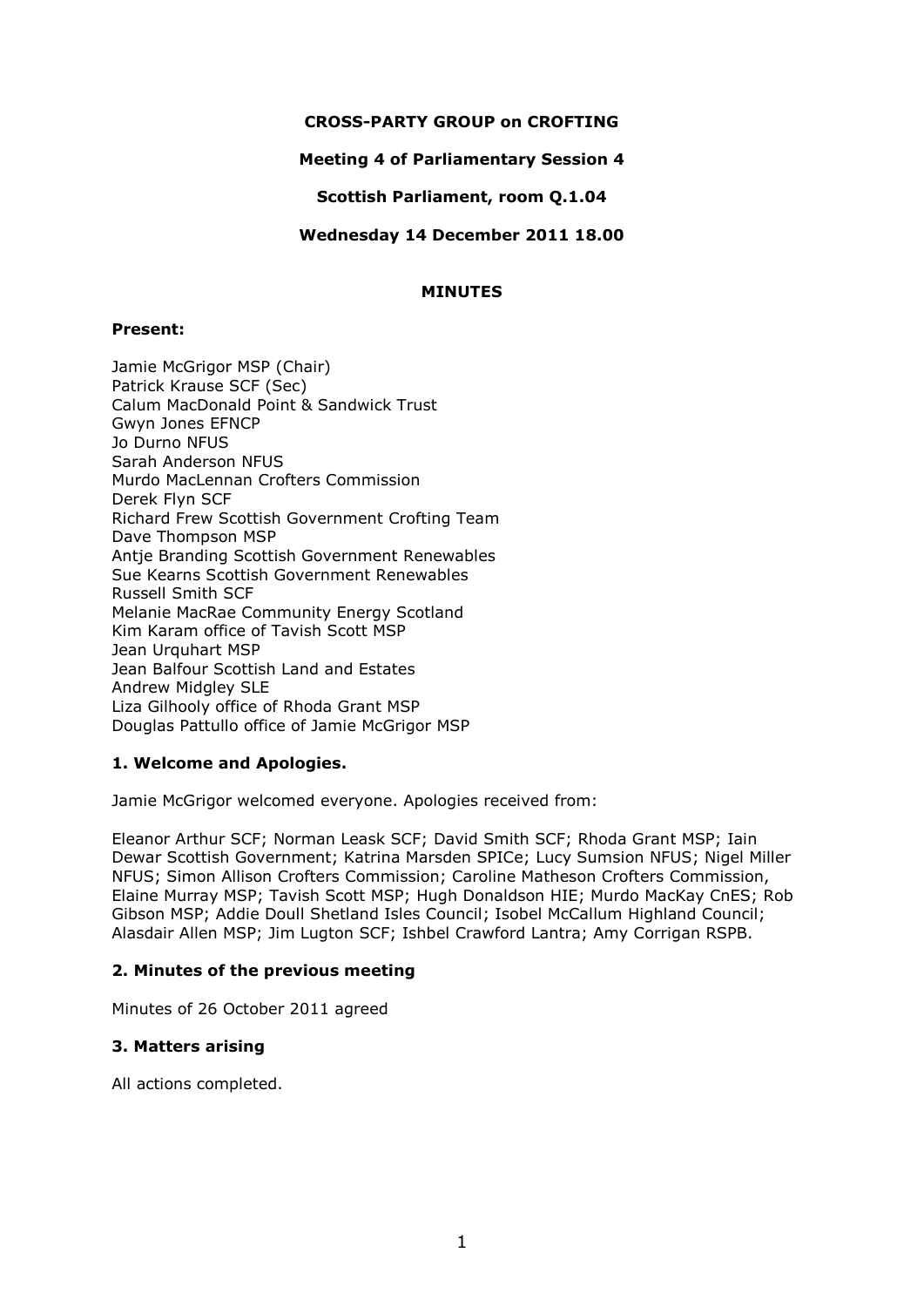# CROSS-PARTY GROUP on CROFTING

**Meeting 4 of Parliamentary Session 4**

**Scottish Parliament, room Q.1.04**

**Wednesday 14 December 2011 18.00**

## MINUTES

**Present:**

Jamie McGrigor MSP (Chair)
Patrick Krause SCF (Sec)
Calum MacDonald Point & Sandwick Trust
Gwyn Jones EFNCP
Jo Durno NFUS
Sarah Anderson NFUS
Murdo MacLennan Crofters Commission
Derek Flyn SCF
Richard Frew Scottish Government Crofting Team
Dave Thompson MSP
Antje Branding Scottish Government Renewables
Sue Kearns Scottish Government Renewables
Russell Smith SCF
Melanie MacRae Community Energy Scotland
Kim Karam office of Tavish Scott MSP
Jean Urquhart MSP
Jean Balfour Scottish Land and Estates
Andrew Midgley SLE
Liza Gilhooly office of Rhoda Grant MSP
Douglas Pattullo office of Jamie McGrigor MSP

### 1. Welcome and Apologies.

Jamie McGrigor welcomed everyone. Apologies received from:

Eleanor Arthur SCF; Norman Leask SCF; David Smith SCF; Rhoda Grant MSP; Iain Dewar Scottish Government; Katrina Marsden SPICe; Lucy Sumsion NFUS; Nigel Miller NFUS; Simon Allison Crofters Commission; Caroline Matheson Crofters Commission, Elaine Murray MSP; Tavish Scott MSP; Hugh Donaldson HIE; Murdo MacKay CnES; Rob Gibson MSP; Addie Doull Shetland Isles Council; Isobel McCallum Highland Council; Alasdair Allen MSP; Jim Lugton SCF; Ishbel Crawford Lantra; Amy Corrigan RSPB.

### 2. Minutes of the previous meeting

Minutes of 26 October 2011 agreed

### 3. Matters arising

All actions completed.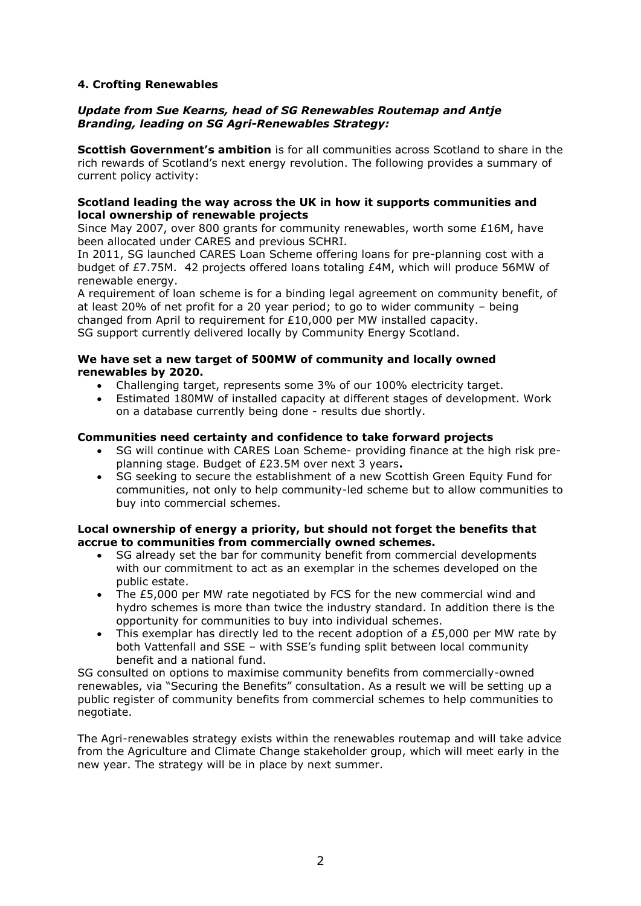## 4. Crafting Renewables

***Update from Sue Kearns, head of SG Renewables Routemap and Antje Branding, leading on SG Agri-Renewables Strategy:***

**Scottish Government's ambition** is for all communities across Scotland to share in the rich rewards of Scotland's next energy revolution. The following provides a summary of current policy activity:

**Scotland leading the way across the UK in how it supports communities and local ownership of renewable projects**

Since May 2007, over 800 grants for community renewables, worth some £16M, have been allocated under CARES and previous SCHRI.

In 2011, SG launched CARES Loan Scheme offering loans for pre-planning cost with a budget of £7.75M. 42 projects offered loans totaling £4M, which will produce 56MW of renewable energy.

A requirement of loan scheme is for a binding legal agreement on community benefit, of at least 20% of net profit for a 20 year period; to go to wider community – being changed from April to requirement for £10,000 per MW installed capacity.

SG support currently delivered locally by Community Energy Scotland.

**We have set a new target of 500MW of community and locally owned renewables by 2020.**

- Challenging target, represents some 3% of our 100% electricity target.
- Estimated 180MW of installed capacity at different stages of development. Work on a database currently being done - results due shortly.

**Communities need certainty and confidence to take forward projects**

- SG will continue with CARES Loan Scheme- providing finance at the high risk pre-planning stage. Budget of £23.5M over next 3 years**.**
- SG seeking to secure the establishment of a new Scottish Green Equity Fund for communities, not only to help community-led scheme but to allow communities to buy into commercial schemes.

**Local ownership of energy a priority, but should not forget the benefits that accrue to communities from commercially owned schemes.**

- SG already set the bar for community benefit from commercial developments with our commitment to act as an exemplar in the schemes developed on the public estate.
- The £5,000 per MW rate negotiated by FCS for the new commercial wind and hydro schemes is more than twice the industry standard. In addition there is the opportunity for communities to buy into individual schemes.
- This exemplar has directly led to the recent adoption of a £5,000 per MW rate by both Vattenfall and SSE – with SSE's funding split between local community benefit and a national fund.

SG consulted on options to maximise community benefits from commercially-owned renewables, via "Securing the Benefits" consultation. As a result we will be setting up a public register of community benefits from commercial schemes to help communities to negotiate.

The Agri-renewables strategy exists within the renewables routemap and will take advice from the Agriculture and Climate Change stakeholder group, which will meet early in the new year. The strategy will be in place by next summer.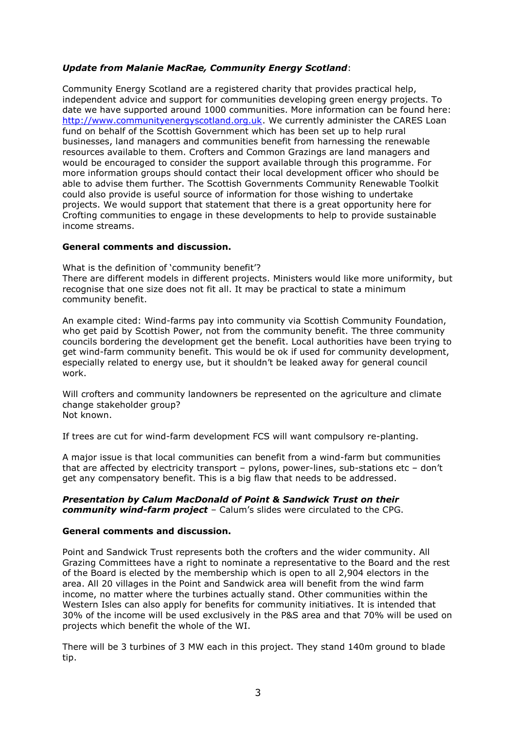***Update from Malanie MacRae, Community Energy Scotland***:

Community Energy Scotland are a registered charity that provides practical help, independent advice and support for communities developing green energy projects. To date we have supported around 1000 communities. More information can be found here: http://www.communityenergyscotland.org.uk. We currently administer the CARES Loan fund on behalf of the Scottish Government which has been set up to help rural businesses, land managers and communities benefit from harnessing the renewable resources available to them. Crofters and Common Grazings are land managers and would be encouraged to consider the support available through this programme. For more information groups should contact their local development officer who should be able to advise them further. The Scottish Governments Community Renewable Toolkit could also provide is useful source of information for those wishing to undertake projects. We would support that statement that there is a great opportunity here for Crofting communities to engage in these developments to help to provide sustainable income streams.

**General comments and discussion.**

What is the definition of 'community benefit'?
There are different models in different projects. Ministers would like more uniformity, but recognise that one size does not fit all. It may be practical to state a minimum community benefit.

An example cited: Wind-farms pay into community via Scottish Community Foundation, who get paid by Scottish Power, not from the community benefit. The three community councils bordering the development get the benefit. Local authorities have been trying to get wind-farm community benefit. This would be ok if used for community development, especially related to energy use, but it shouldn't be leaked away for general council work.

Will crofters and community landowners be represented on the agriculture and climate change stakeholder group?
Not known.

If trees are cut for wind-farm development FCS will want compulsory re-planting.

A major issue is that local communities can benefit from a wind-farm but communities that are affected by electricity transport – pylons, power-lines, sub-stations etc – don't get any compensatory benefit. This is a big flaw that needs to be addressed.

***Presentation by Calum MacDonald of Point & Sandwick Trust on their community wind-farm project*** – Calum's slides were circulated to the CPG.

**General comments and discussion.**

Point and Sandwick Trust represents both the crofters and the wider community. All Grazing Committees have a right to nominate a representative to the Board and the rest of the Board is elected by the membership which is open to all 2,904 electors in the area. All 20 villages in the Point and Sandwick area will benefit from the wind farm income, no matter where the turbines actually stand. Other communities within the Western Isles can also apply for benefits for community initiatives. It is intended that 30% of the income will be used exclusively in the P&S area and that 70% will be used on projects which benefit the whole of the WI.

There will be 3 turbines of 3 MW each in this project. They stand 140m ground to blade tip.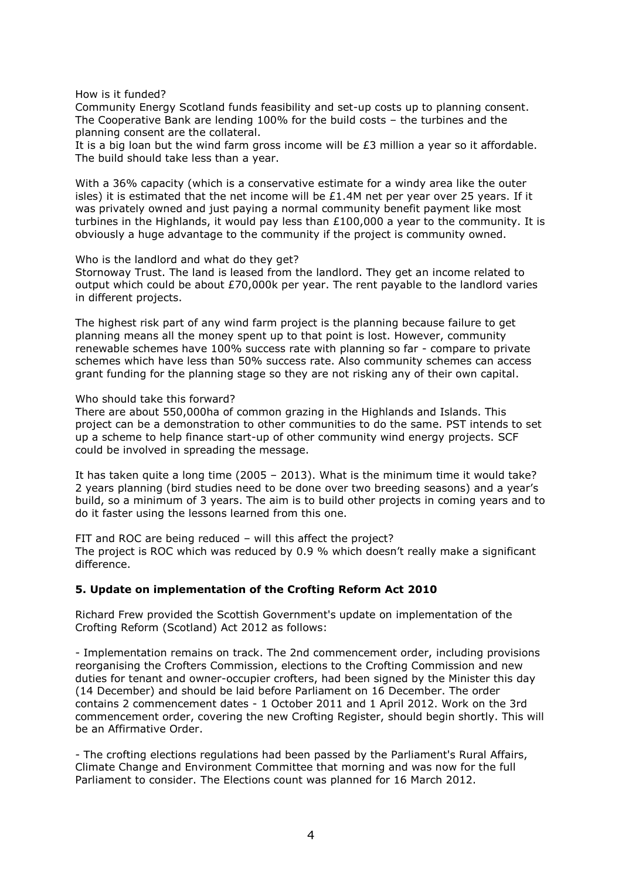How is it funded?
Community Energy Scotland funds feasibility and set-up costs up to planning consent. The Cooperative Bank are lending 100% for the build costs – the turbines and the planning consent are the collateral.
It is a big loan but the wind farm gross income will be £3 million a year so it affordable. The build should take less than a year.

With a 36% capacity (which is a conservative estimate for a windy area like the outer isles) it is estimated that the net income will be £1.4M net per year over 25 years. If it was privately owned and just paying a normal community benefit payment like most turbines in the Highlands, it would pay less than £100,000 a year to the community. It is obviously a huge advantage to the community if the project is community owned.

Who is the landlord and what do they get?
Stornoway Trust. The land is leased from the landlord. They get an income related to output which could be about £70,000k per year. The rent payable to the landlord varies in different projects.

The highest risk part of any wind farm project is the planning because failure to get planning means all the money spent up to that point is lost. However, community renewable schemes have 100% success rate with planning so far - compare to private schemes which have less than 50% success rate. Also community schemes can access grant funding for the planning stage so they are not risking any of their own capital.

Who should take this forward?
There are about 550,000ha of common grazing in the Highlands and Islands. This project can be a demonstration to other communities to do the same. PST intends to set up a scheme to help finance start-up of other community wind energy projects. SCF could be involved in spreading the message.

It has taken quite a long time (2005 – 2013). What is the minimum time it would take? 2 years planning (bird studies need to be done over two breeding seasons) and a year's build, so a minimum of 3 years. The aim is to build other projects in coming years and to do it faster using the lessons learned from this one.

FIT and ROC are being reduced – will this affect the project?
The project is ROC which was reduced by 0.9 % which doesn't really make a significant difference.

**5. Update on implementation of the Crofting Reform Act 2010**

Richard Frew provided the Scottish Government's update on implementation of the Crofting Reform (Scotland) Act 2012 as follows:

- Implementation remains on track. The 2nd commencement order, including provisions reorganising the Crofters Commission, elections to the Crofting Commission and new duties for tenant and owner-occupier crofters, had been signed by the Minister this day (14 December) and should be laid before Parliament on 16 December. The order contains 2 commencement dates - 1 October 2011 and 1 April 2012. Work on the 3rd commencement order, covering the new Crofting Register, should begin shortly. This will be an Affirmative Order.

- The crofting elections regulations had been passed by the Parliament's Rural Affairs, Climate Change and Environment Committee that morning and was now for the full Parliament to consider. The Elections count was planned for 16 March 2012.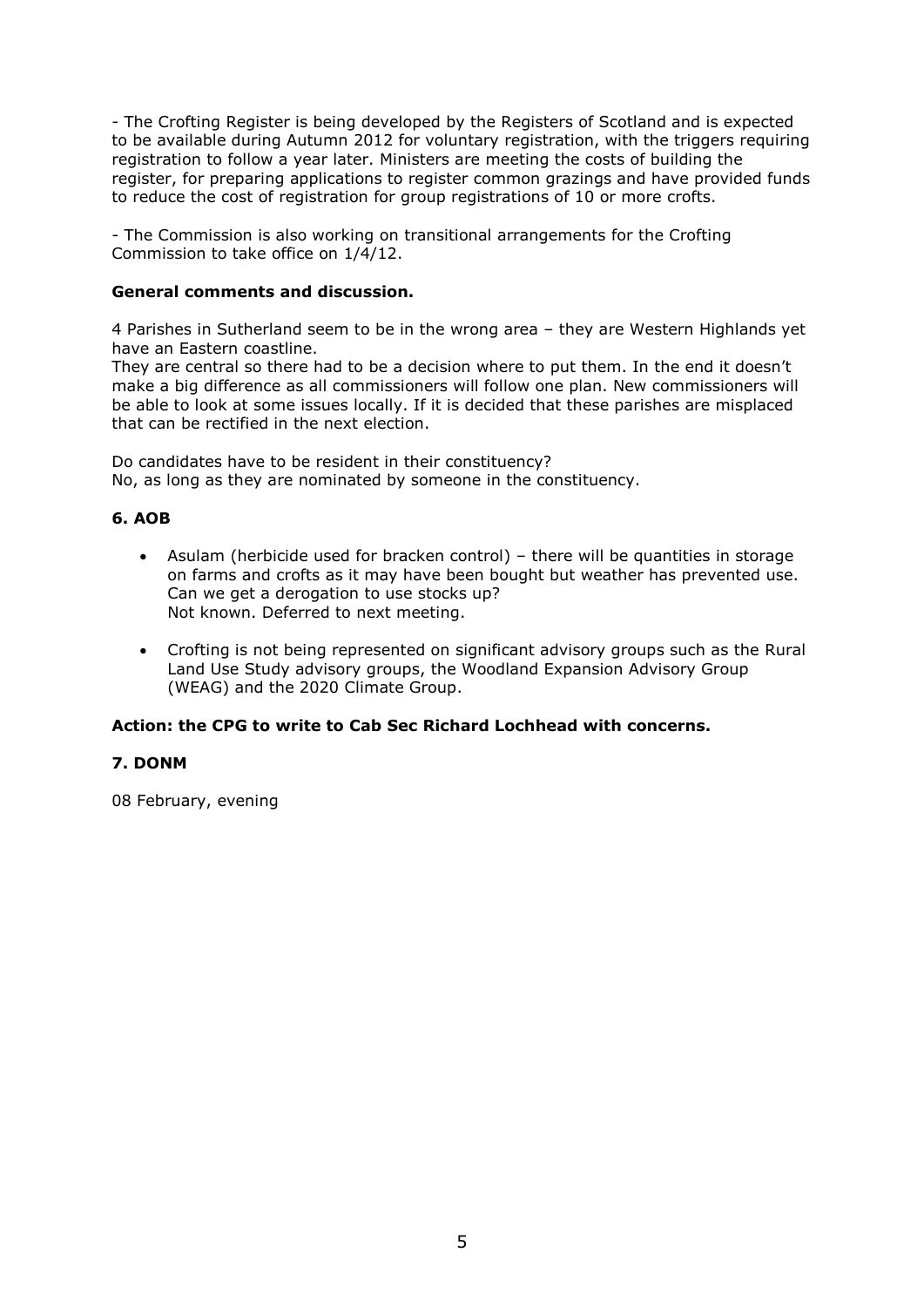- The Crofting Register is being developed by the Registers of Scotland and is expected to be available during Autumn 2012 for voluntary registration, with the triggers requiring registration to follow a year later. Ministers are meeting the costs of building the register, for preparing applications to register common grazings and have provided funds to reduce the cost of registration for group registrations of 10 or more crofts.

- The Commission is also working on transitional arrangements for the Crofting Commission to take office on 1/4/12.

**General comments and discussion.**

4 Parishes in Sutherland seem to be in the wrong area – they are Western Highlands yet have an Eastern coastline.
They are central so there had to be a decision where to put them. In the end it doesn't make a big difference as all commissioners will follow one plan. New commissioners will be able to look at some issues locally. If it is decided that these parishes are misplaced that can be rectified in the next election.

Do candidates have to be resident in their constituency?
No, as long as they are nominated by someone in the constituency.

### 6. AOB

- Asulam (herbicide used for bracken control) – there will be quantities in storage on farms and crofts as it may have been bought but weather has prevented use. Can we get a derogation to use stocks up?
  Not known. Deferred to next meeting.

- Crofting is not being represented on significant advisory groups such as the Rural Land Use Study advisory groups, the Woodland Expansion Advisory Group (WEAG) and the 2020 Climate Group.

**Action: the CPG to write to Cab Sec Richard Lochhead with concerns.**

### 7. DONM

08 February, evening